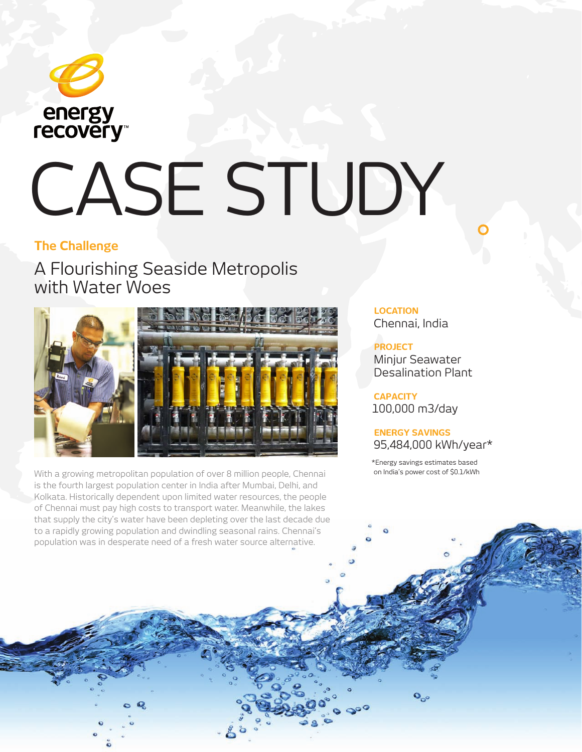energy recovery™

# CASE STUDY

## The Challenge

### A Flourishing Seaside Metropolis with Water Woes

With a growing metropolitan population of over 8 million people, Chennai is the fourth largest population center in India after Mumbai, Delhi, and Kolkata. Historically dependent upon limited water resources, the people of Chennai must pay high costs to transport water. Meanwhile, the lakes that supply the city's water have been depleting over the last decade due to a rapidly growing population and dwindling seasonal rains. Chennai's population was in desperate need of a fresh water source alternative.

**LOCATION**
Chennai, India

**PROJECT**
Minjur Seawater Desalination Plant

**CAPACITY**
100,000 m3/day

**ENERGY SAVINGS**
95,484,000 kWh/year*

*Energy savings estimates based on India's power cost of $0.1/kWh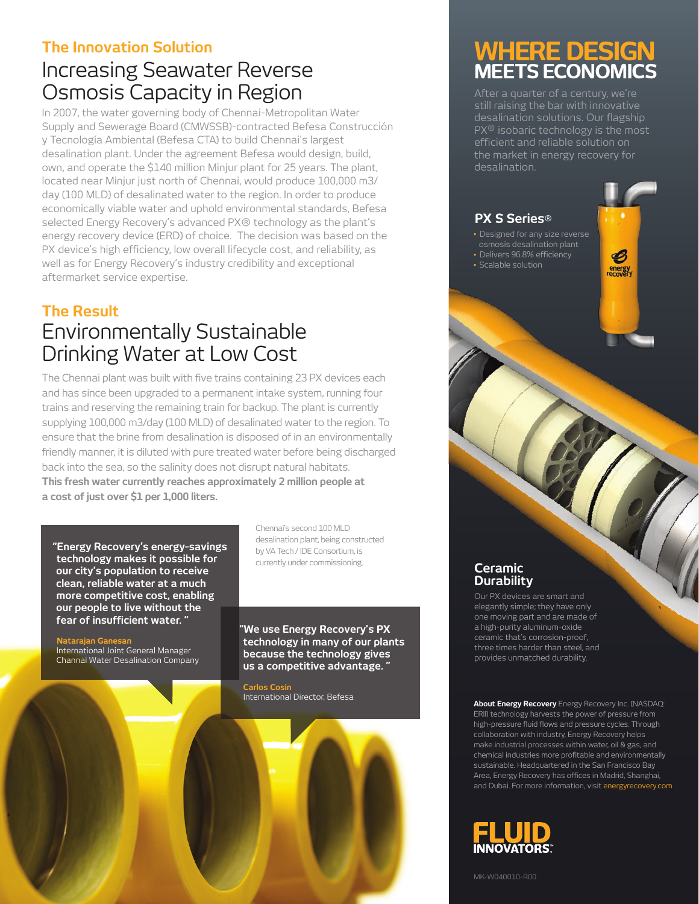## The Innovation Solution

# Increasing Seawater Reverse Osmosis Capacity in Region

In 2007, the water governing body of Chennai-Metropolitan Water Supply and Sewerage Board (CMWSSB)-contracted Befesa Construcción y Tecnología Ambiental (Befesa CTA) to build Chennai's largest desalination plant. Under the agreement Befesa would design, build, own, and operate the $140 million Minjur plant for 25 years. The plant, located near Minjur just north of Chennai, would produce 100,000 m3/day (100 MLD) of desalinated water to the region. In order to produce economically viable water and uphold environmental standards, Befesa selected Energy Recovery's advanced PX® technology as the plant's energy recovery device (ERD) of choice. The decision was based on the PX device's high efficiency, low overall lifecycle cost, and reliability, as well as for Energy Recovery's industry credibility and exceptional aftermarket service expertise.

## The Result

# Environmentally Sustainable Drinking Water at Low Cost

The Chennai plant was built with five trains containing 23 PX devices each and has since been upgraded to a permanent intake system, running four trains and reserving the remaining train for backup. The plant is currently supplying 100,000 m3/day (100 MLD) of desalinated water to the region. To ensure that the brine from desalination is disposed of in an environmentally friendly manner, it is diluted with pure treated water before being discharged back into the sea, so the salinity does not disrupt natural habitats. **This fresh water currently reaches approximately 2 million people at a cost of just over $1 per 1,000 liters.**

**"Energy Recovery's energy-savings technology makes it possible for our city's population to receive clean, reliable water at a much more competitive cost, enabling our people to live without the fear of insufficient water."**

**Natarajan Ganesan**
International Joint General Manager
Channai Water Desalination Company

Chennai's second 100 MLD desalination plant, being constructed by VA Tech / IDE Consortium, is currently under commissioning.

**"We use Energy Recovery's PX technology in many of our plants because the technology gives us a competitive advantage."**

**Carlos Cosin**
International Director, Befesa

# WHERE DESIGN MEETS ECONOMICS

After a quarter of a century, we're still raising the bar with innovative desalination solutions. Our flagship PX® isobaric technology is the most efficient and reliable solution on the market in energy recovery for desalination.

### PX S Series®

- Designed for any size reverse osmosis desalination plant
- Delivers 96.8% efficiency
- Scalable solution

### Ceramic Durability

Our PX devices are smart and elegantly simple; they have only one moving part and are made of a high-purity aluminum-oxide ceramic that's corrosion-proof, three times harder than steel, and provides unmatched durability.

**About Energy Recovery** Energy Recovery Inc. (NASDAQ: ERII) technology harvests the power of pressure from high-pressure fluid flows and pressure cycles. Through collaboration with industry, Energy Recovery helps make industrial processes within water, oil & gas, and chemical industries more profitable and environmentally sustainable. Headquartered in the San Francisco Bay Area, Energy Recovery has offices in Madrid, Shanghai, and Dubai. For more information, visit energyrecovery.com

**FLUID INNOVATORS.**

MK-W040010-R00